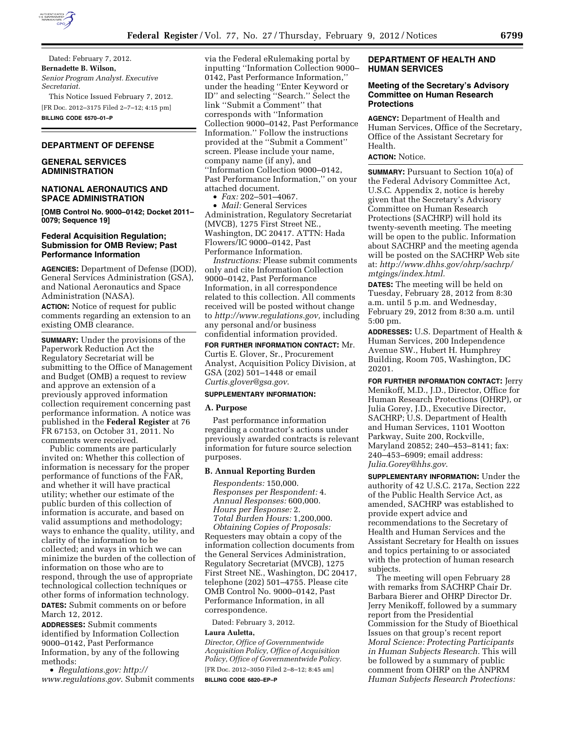Dated: February 7, 2012.

**Bernadette B. Wilson,**

*Senior Program Analyst. Executive Secretariat.*

This Notice Issued February 7, 2012.

[FR Doc. 2012–3175 Filed 2–7–12; 4:15 pm]

**BILLING CODE 6570–01–P**

## DEPARTMENT OF DEFENSE

## GENERAL SERVICES ADMINISTRATION

## NATIONAL AERONAUTICS AND SPACE ADMINISTRATION

**[OMB Control No. 9000–0142; Docket 2011–0079; Sequence 19]**

### Federal Acquisition Regulation; Submission for OMB Review; Past Performance Information

**AGENCIES:** Department of Defense (DOD), General Services Administration (GSA), and National Aeronautics and Space Administration (NASA).

**ACTION:** Notice of request for public comments regarding an extension to an existing OMB clearance.

**SUMMARY:** Under the provisions of the Paperwork Reduction Act the Regulatory Secretariat will be submitting to the Office of Management and Budget (OMB) a request to review and approve an extension of a previously approved information collection requirement concerning past performance information. A notice was published in the **Federal Register** at 76 FR 67153, on October 31, 2011. No comments were received.

Public comments are particularly invited on: Whether this collection of information is necessary for the proper performance of functions of the FAR, and whether it will have practical utility; whether our estimate of the public burden of this collection of information is accurate, and based on valid assumptions and methodology; ways to enhance the quality, utility, and clarity of the information to be collected; and ways in which we can minimize the burden of the collection of information on those who are to respond, through the use of appropriate technological collection techniques or other forms of information technology.

**DATES:** Submit comments on or before March 12, 2012.

**ADDRESSES:** Submit comments identified by Information Collection 9000–0142, Past Performance Information, by any of the following methods:

- *Regulations.gov: http://www.regulations.gov.* Submit comments via the Federal eRulemaking portal by inputting ''Information Collection 9000–0142, Past Performance Information,'' under the heading ''Enter Keyword or ID'' and selecting ''Search.'' Select the link ''Submit a Comment'' that corresponds with ''Information Collection 9000–0142, Past Performance Information.'' Follow the instructions provided at the ''Submit a Comment'' screen. Please include your name, company name (if any), and ''Information Collection 9000–0142, Past Performance Information,'' on your attached document.
- *Fax:* 202–501–4067.
- *Mail:* General Services Administration, Regulatory Secretariat (MVCB), 1275 First Street NE., Washington, DC 20417. ATTN: Hada Flowers/IC 9000–0142, Past Performance Information.

*Instructions:* Please submit comments only and cite Information Collection 9000–0142, Past Performance Information, in all correspondence related to this collection. All comments received will be posted without change to *http://www.regulations.gov,* including any personal and/or business confidential information provided.

**FOR FURTHER INFORMATION CONTACT:** Mr. Curtis E. Glover, Sr., Procurement Analyst, Acquisition Policy Division, at GSA (202) 501–1448 or email *Curtis.glover@gsa.gov*.

**SUPPLEMENTARY INFORMATION:**

**A. Purpose**

Past performance information regarding a contractor's actions under previously awarded contracts is relevant information for future source selection purposes.

**B. Annual Reporting Burden**

*Respondents:* 150,000.
*Responses per Respondent:* 4.
*Annual Responses:* 600,000.
*Hours per Response:* 2.
*Total Burden Hours:* 1,200,000.
*Obtaining Copies of Proposals:* Requesters may obtain a copy of the information collection documents from the General Services Administration, Regulatory Secretariat (MVCB), 1275 First Street NE., Washington, DC 20417, telephone (202) 501–4755. Please cite OMB Control No. 9000–0142, Past Performance Information, in all correspondence.

Dated: February 3, 2012.

**Laura Auletta,**

*Director, Office of Governmentwide Acquisition Policy, Office of Acquisition Policy, Office of Governmentwide Policy.*

[FR Doc. 2012–3050 Filed 2–8–12; 8:45 am]

**BILLING CODE 6820–EP–P**

## DEPARTMENT OF HEALTH AND HUMAN SERVICES

### Meeting of the Secretary's Advisory Committee on Human Research Protections

**AGENCY:** Department of Health and Human Services, Office of the Secretary, Office of the Assistant Secretary for Health.

**ACTION:** Notice.

**SUMMARY:** Pursuant to Section 10(a) of the Federal Advisory Committee Act, U.S.C. Appendix 2, notice is hereby given that the Secretary's Advisory Committee on Human Research Protections (SACHRP) will hold its twenty-seventh meeting. The meeting will be open to the public. Information about SACHRP and the meeting agenda will be posted on the SACHRP Web site at: *http://www.dhhs.gov/ohrp/sachrp/mtgings/index.html.*

**DATES:** The meeting will be held on Tuesday, February 28, 2012 from 8:30 a.m. until 5 p.m. and Wednesday, February 29, 2012 from 8:30 a.m. until 5:00 pm.

**ADDRESSES:** U.S. Department of Health & Human Services, 200 Independence Avenue SW., Hubert H. Humphrey Building, Room 705, Washington, DC 20201.

**FOR FURTHER INFORMATION CONTACT:** Jerry Menikoff, M.D., J.D., Director, Office for Human Research Protections (OHRP), or Julia Gorey, J.D., Executive Director, SACHRP; U.S. Department of Health and Human Services, 1101 Wootton Parkway, Suite 200, Rockville, Maryland 20852; 240–453–8141; fax: 240–453–6909; email address: *Julia.Gorey@hhs.gov*.

**SUPPLEMENTARY INFORMATION:** Under the authority of 42 U.S.C. 217a, Section 222 of the Public Health Service Act, as amended, SACHRP was established to provide expert advice and recommendations to the Secretary of Health and Human Services and the Assistant Secretary for Health on issues and topics pertaining to or associated with the protection of human research subjects.

The meeting will open February 28 with remarks from SACHRP Chair Dr. Barbara Bierer and OHRP Director Dr. Jerry Menikoff, followed by a summary report from the Presidential Commission for the Study of Bioethical Issues on that group's recent report *Moral Science: Protecting Participants in Human Subjects Research.* This will be followed by a summary of public comment from OHRP on the ANPRM *Human Subjects Research Protections:*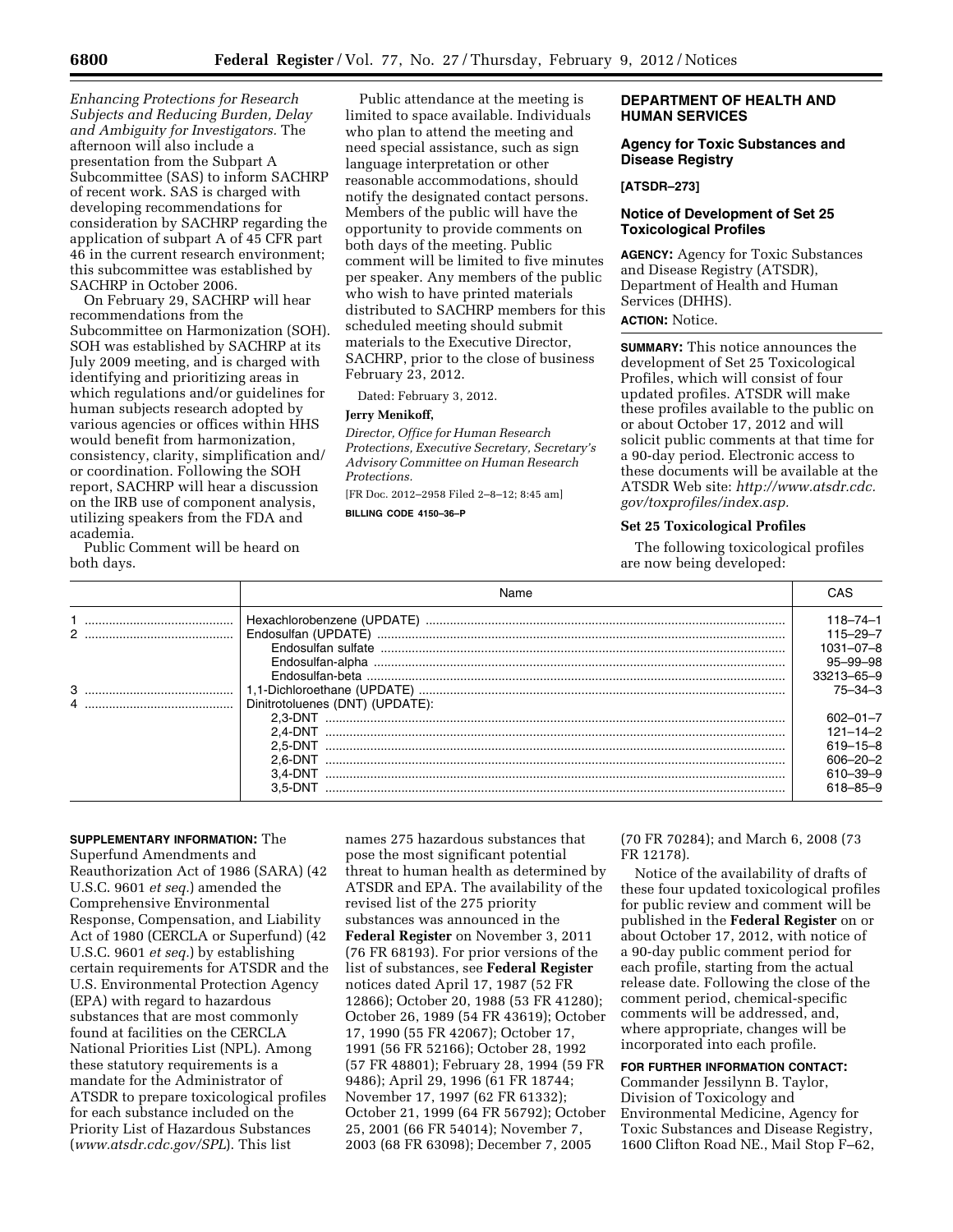*Enhancing Protections for Research Subjects and Reducing Burden, Delay and Ambiguity for Investigators.* The afternoon will also include a presentation from the Subpart A Subcommittee (SAS) to inform SACHRP of recent work. SAS is charged with developing recommendations for consideration by SACHRP regarding the application of subpart A of 45 CFR part 46 in the current research environment; this subcommittee was established by SACHRP in October 2006.

On February 29, SACHRP will hear recommendations from the Subcommittee on Harmonization (SOH). SOH was established by SACHRP at its July 2009 meeting, and is charged with identifying and prioritizing areas in which regulations and/or guidelines for human subjects research adopted by various agencies or offices within HHS would benefit from harmonization, consistency, clarity, simplification and/or coordination. Following the SOH report, SACHRP will hear a discussion on the IRB use of component analysis, utilizing speakers from the FDA and academia.

Public Comment will be heard on both days.

Public attendance at the meeting is limited to space available. Individuals who plan to attend the meeting and need special assistance, such as sign language interpretation or other reasonable accommodations, should notify the designated contact persons. Members of the public will have the opportunity to provide comments on both days of the meeting. Public comment will be limited to five minutes per speaker. Any members of the public who wish to have printed materials distributed to SACHRP members for this scheduled meeting should submit materials to the Executive Director, SACHRP, prior to the close of business February 23, 2012.

Dated: February 3, 2012.

**Jerry Menikoff,**

*Director, Office for Human Research Protections, Executive Secretary, Secretary's Advisory Committee on Human Research Protections.*

[FR Doc. 2012–2958 Filed 2–8–12; 8:45 am]

**BILLING CODE 4150–36–P**

## DEPARTMENT OF HEALTH AND HUMAN SERVICES

### Agency for Toxic Substances and Disease Registry

**[ATSDR–273]**

### Notice of Development of Set 25 Toxicological Profiles

**AGENCY:** Agency for Toxic Substances and Disease Registry (ATSDR), Department of Health and Human Services (DHHS).

**ACTION:** Notice.

**SUMMARY:** This notice announces the development of Set 25 Toxicological Profiles, which will consist of four updated profiles. ATSDR will make these profiles available to the public on or about October 17, 2012 and will solicit public comments at that time for a 90-day period. Electronic access to these documents will be available at the ATSDR Web site: *http://www.atsdr.cdc.gov/toxprofiles/index.asp.*

#### Set 25 Toxicological Profiles

The following toxicological profiles are now being developed:

| | Name | CAS |
|---|---|---|
| 1 | Hexachlorobenzene (UPDATE) | 118–74–1 |
| 2 | Endosulfan (UPDATE) | 115–29–7 |
| | Endosulfan sulfate | 1031–07–8 |
| | Endosulfan-alpha | 95–99–98 |
| | Endosulfan-beta | 33213–65–9 |
| 3 | 1,1-Dichloroethane (UPDATE) | 75–34–3 |
| 4 | Dinitrotoluenes (DNT) (UPDATE): | |
| | 2,3-DNT | 602–01–7 |
| | 2,4-DNT | 121–14–2 |
| | 2,5-DNT | 619–15–8 |
| | 2,6-DNT | 606–20–2 |
| | 3,4-DNT | 610–39–9 |
| | 3,5-DNT | 618–85–9 |

**SUPPLEMENTARY INFORMATION:** The Superfund Amendments and Reauthorization Act of 1986 (SARA) (42 U.S.C. 9601 *et seq.*) amended the Comprehensive Environmental Response, Compensation, and Liability Act of 1980 (CERCLA or Superfund) (42 U.S.C. 9601 *et seq.*) by establishing certain requirements for ATSDR and the U.S. Environmental Protection Agency (EPA) with regard to hazardous substances that are most commonly found at facilities on the CERCLA National Priorities List (NPL). Among these statutory requirements is a mandate for the Administrator of ATSDR to prepare toxicological profiles for each substance included on the Priority List of Hazardous Substances (*www.atsdr.cdc.gov/SPL*). This list names 275 hazardous substances that pose the most significant potential threat to human health as determined by ATSDR and EPA. The availability of the revised list of the 275 priority substances was announced in the **Federal Register** on November 3, 2011 (76 FR 68193). For prior versions of the list of substances, see **Federal Register** notices dated April 17, 1987 (52 FR 12866); October 20, 1988 (53 FR 41280); October 26, 1989 (54 FR 43619); October 17, 1990 (55 FR 42067); October 17, 1991 (56 FR 52166); October 28, 1992 (57 FR 48801); February 28, 1994 (59 FR 9486); April 29, 1996 (61 FR 18744; November 17, 1997 (62 FR 61332); October 21, 1999 (64 FR 56792); October 25, 2001 (66 FR 54014); November 7, 2003 (68 FR 63098); December 7, 2005 (70 FR 70284); and March 6, 2008 (73 FR 12178).

Notice of the availability of drafts of these four updated toxicological profiles for public review and comment will be published in the **Federal Register** on or about October 17, 2012, with notice of a 90-day public comment period for each profile, starting from the actual release date. Following the close of the comment period, chemical-specific comments will be addressed, and, where appropriate, changes will be incorporated into each profile.

**FOR FURTHER INFORMATION CONTACT:** Commander Jessilynn B. Taylor, Division of Toxicology and Environmental Medicine, Agency for Toxic Substances and Disease Registry, 1600 Clifton Road NE., Mail Stop F–62,